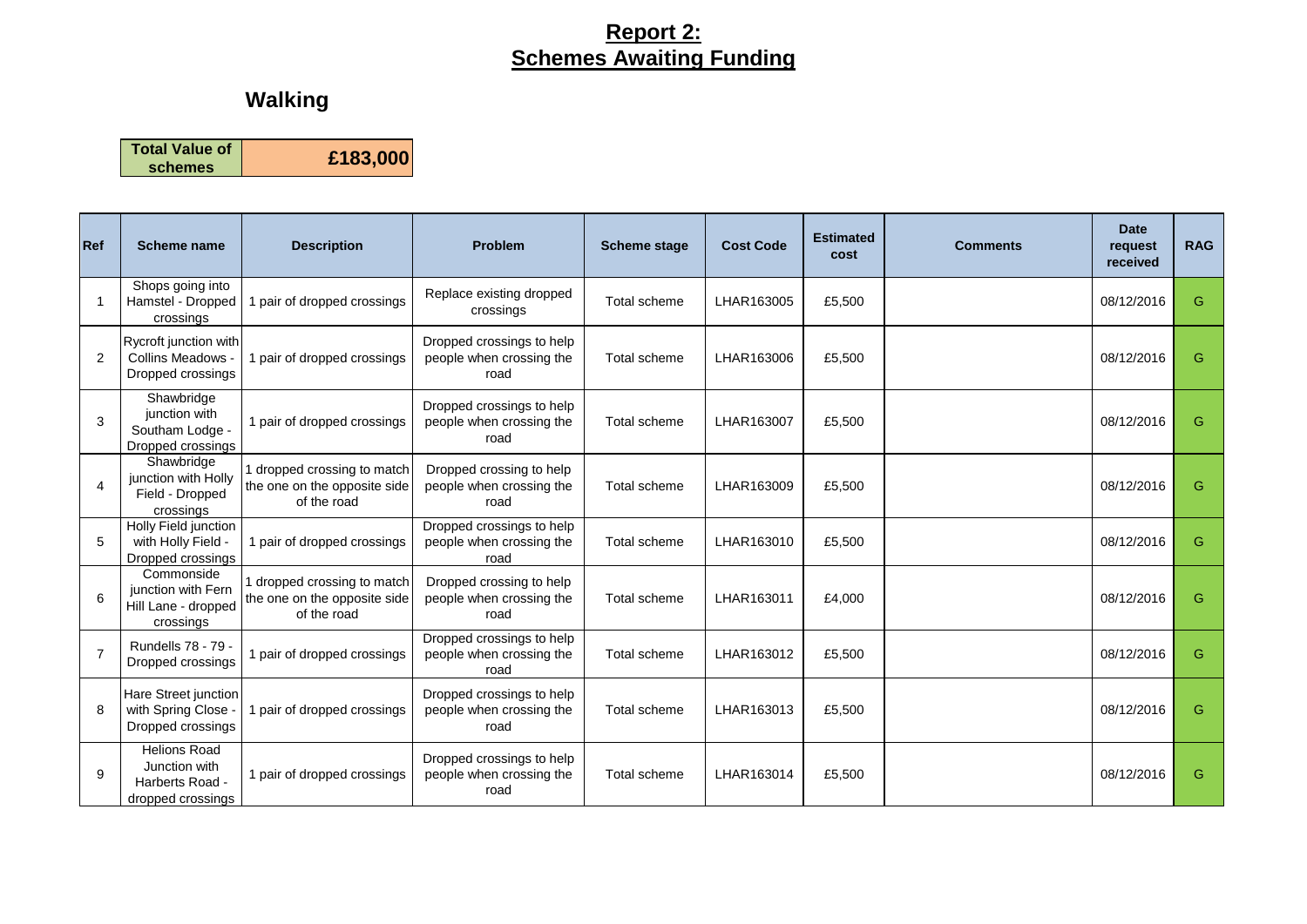# Report 2: Schemes Awaiting Funding

## Walking

| Total Value of schemes | £183,000 |
|---|---|

| Ref | Scheme name | Description | Problem | Scheme stage | Cost Code | Estimated cost | Comments | Date request received | RAG |
|---|---|---|---|---|---|---|---|---|---|
| 1 | Shops going into Hamstel - Dropped crossings | 1 pair of dropped crossings | Replace existing dropped crossings | Total scheme | LHAR163005 | £5,500 | | 08/12/2016 | G |
| 2 | Rycroft junction with Collins Meadows - Dropped crossings | 1 pair of dropped crossings | Dropped crossings to help people when crossing the road | Total scheme | LHAR163006 | £5,500 | | 08/12/2016 | G |
| 3 | Shawbridge junction with Southam Lodge - Dropped crossings | 1 pair of dropped crossings | Dropped crossings to help people when crossing the road | Total scheme | LHAR163007 | £5,500 | | 08/12/2016 | G |
| 4 | Shawbridge junction with Holly Field - Dropped crossings | 1 dropped crossing to match the one on the opposite side of the road | Dropped crossing to help people when crossing the road | Total scheme | LHAR163009 | £5,500 | | 08/12/2016 | G |
| 5 | Holly Field junction with Holly Field - Dropped crossings | 1 pair of dropped crossings | Dropped crossings to help people when crossing the road | Total scheme | LHAR163010 | £5,500 | | 08/12/2016 | G |
| 6 | Commonside junction with Fern Hill Lane - dropped crossings | 1 dropped crossing to match the one on the opposite side of the road | Dropped crossing to help people when crossing the road | Total scheme | LHAR163011 | £4,000 | | 08/12/2016 | G |
| 7 | Rundells 78 - 79 - Dropped crossings | 1 pair of dropped crossings | Dropped crossings to help people when crossing the road | Total scheme | LHAR163012 | £5,500 | | 08/12/2016 | G |
| 8 | Hare Street junction with Spring Close - Dropped crossings | 1 pair of dropped crossings | Dropped crossings to help people when crossing the road | Total scheme | LHAR163013 | £5,500 | | 08/12/2016 | G |
| 9 | Helions Road Junction with Harberts Road - dropped crossings | 1 pair of dropped crossings | Dropped crossings to help people when crossing the road | Total scheme | LHAR163014 | £5,500 | | 08/12/2016 | G |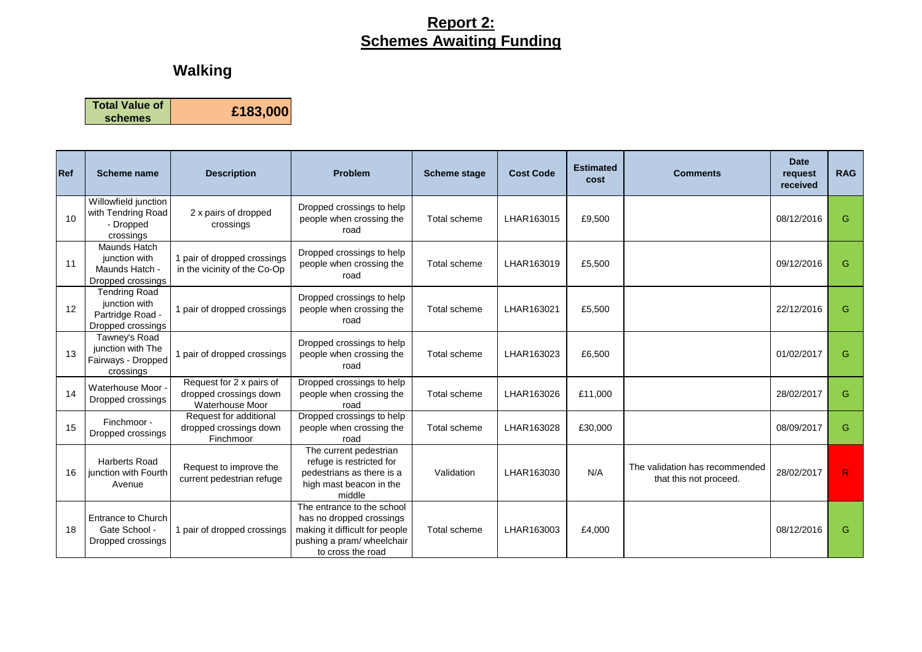# Report 2: Schemes Awaiting Funding

## Walking

| Total Value of schemes | £183,000 |
|---|---|

| Ref | Scheme name | Description | Problem | Scheme stage | Cost Code | Estimated cost | Comments | Date request received | RAG |
|---|---|---|---|---|---|---|---|---|---|
| 10 | Willowfield junction with Tendring Road - Dropped crossings | 2 x pairs of dropped crossings | Dropped crossings to help people when crossing the road | Total scheme | LHAR163015 | £9,500 | | 08/12/2016 | G |
| 11 | Maunds Hatch junction with Maunds Hatch - Dropped crossings | 1 pair of dropped crossings in the vicinity of the Co-Op | Dropped crossings to help people when crossing the road | Total scheme | LHAR163019 | £5,500 | | 09/12/2016 | G |
| 12 | Tendring Road junction with Partridge Road - Dropped crossings | 1 pair of dropped crossings | Dropped crossings to help people when crossing the road | Total scheme | LHAR163021 | £5,500 | | 22/12/2016 | G |
| 13 | Tawney's Road junction with The Fairways - Dropped crossings | 1 pair of dropped crossings | Dropped crossings to help people when crossing the road | Total scheme | LHAR163023 | £6,500 | | 01/02/2017 | G |
| 14 | Waterhouse Moor - Dropped crossings | Request for 2 x pairs of dropped crossings down Waterhouse Moor | Dropped crossings to help people when crossing the road | Total scheme | LHAR163026 | £11,000 | | 28/02/2017 | G |
| 15 | Finchmoor - Dropped crossings | Request for additional dropped crossings down Finchmoor | Dropped crossings to help people when crossing the road | Total scheme | LHAR163028 | £30,000 | | 08/09/2017 | G |
| 16 | Harberts Road junction with Fourth Avenue | Request to improve the current pedestrian refuge | The current pedestrian refuge is restricted for pedestrians as there is a high mast beacon in the middle | Validation | LHAR163030 | N/A | The validation has recommended that this not proceed. | 28/02/2017 | R |
| 18 | Entrance to Church Gate School - Dropped crossings | 1 pair of dropped crossings | The entrance to the school has no dropped crossings making it difficult for people pushing a pram/ wheelchair to cross the road | Total scheme | LHAR163003 | £4,000 | | 08/12/2016 | G |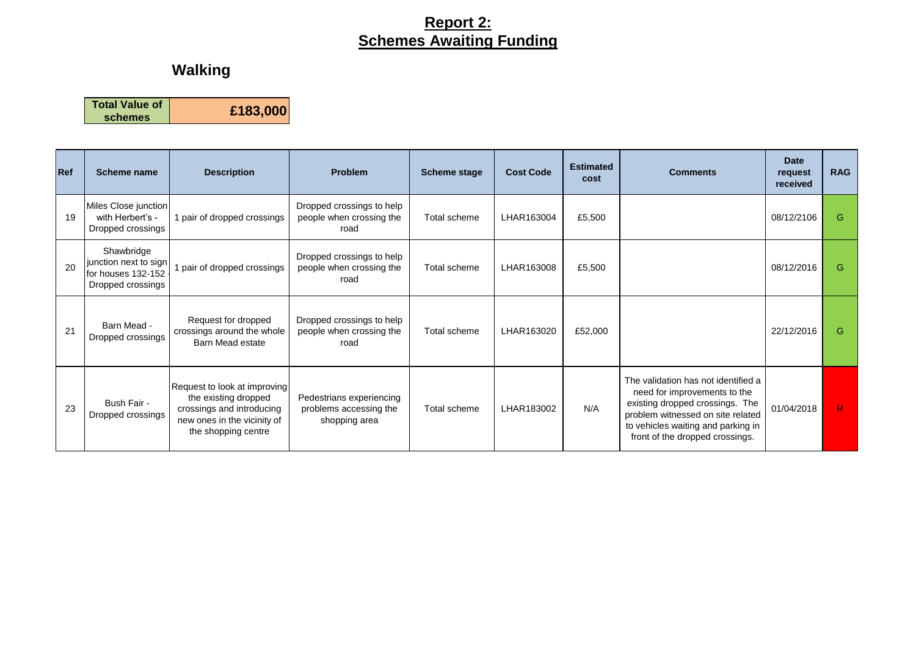# Report 2:
# Schemes Awaiting Funding

## Walking

| Total Value of schemes | £183,000 |
|---|---|

| Ref | Scheme name | Description | Problem | Scheme stage | Cost Code | Estimated cost | Comments | Date request received | RAG |
|---|---|---|---|---|---|---|---|---|---|
| 19 | Miles Close junction with Herbert's - Dropped crossings | 1 pair of dropped crossings | Dropped crossings to help people when crossing the road | Total scheme | LHAR163004 | £5,500 | | 08/12/2106 | G |
| 20 | Shawbridge junction next to sign for houses 132-152 - Dropped crossings | 1 pair of dropped crossings | Dropped crossings to help people when crossing the road | Total scheme | LHAR163008 | £5,500 | | 08/12/2016 | G |
| 21 | Barn Mead - Dropped crossings | Request for dropped crossings around the whole Barn Mead estate | Dropped crossings to help people when crossing the road | Total scheme | LHAR163020 | £52,000 | | 22/12/2016 | G |
| 23 | Bush Fair - Dropped crossings | Request to look at improving the existing dropped crossings and introducing new ones in the vicinity of the shopping centre | Pedestrians experiencing problems accessing the shopping area | Total scheme | LHAR183002 | N/A | The validation has not identified a need for improvements to the existing dropped crossings. The problem witnessed on site related to vehicles waiting and parking in front of the dropped crossings. | 01/04/2018 | R |